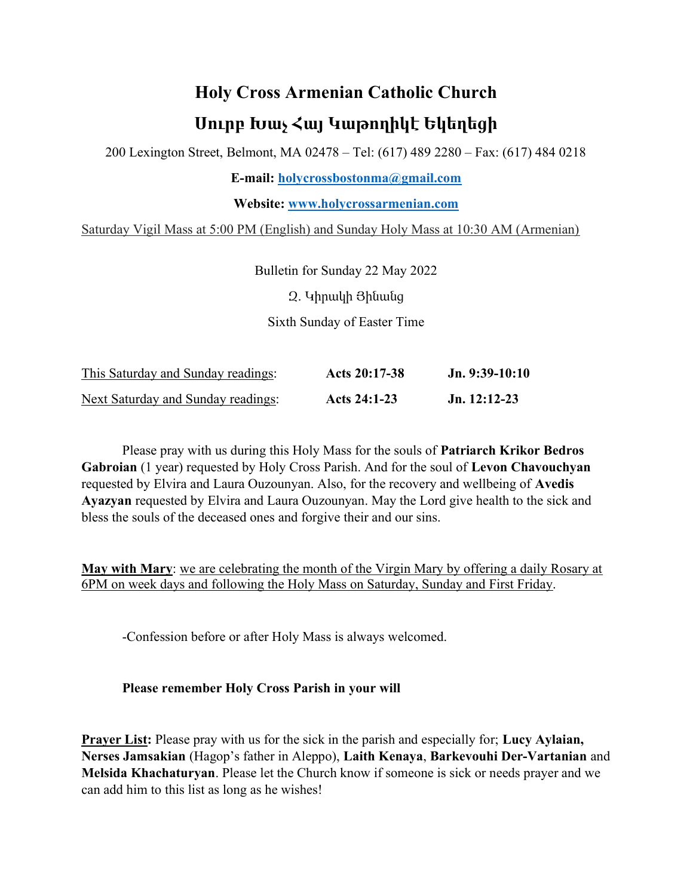# Holy Cross Armenian Catholic Church

# Սուրբ Խաչ Հայ Կաթողիկէ Եկեղեցի

200 Lexington Street, Belmont, MA 02478 – Tel: (617) 489 2280 – Fax: (617) 484 0218

**E-mail: holycrossbostonma@gmail.com**

**Website: www.holycrossarmenian.com**

Saturday Vigil Mass at 5:00 PM (English) and Sunday Holy Mass at 10:30 AM (Armenian)

Bulletin for Sunday 22 May 2022

Զ. Կիրակի Յինանց

Sixth Sunday of Easter Time

| | | |
|---|---|---|
| This Saturday and Sunday readings: | **Acts 20:17-38** | **Jn. 9:39-10:10** |
| Next Saturday and Sunday readings: | **Acts 24:1-23** | **Jn. 12:12-23** |

Please pray with us during this Holy Mass for the souls of **Patriarch Krikor Bedros Gabroian** (1 year) requested by Holy Cross Parish. And for the soul of **Levon Chavouchyan** requested by Elvira and Laura Ouzounyan. Also, for the recovery and wellbeing of **Avedis Ayazyan** requested by Elvira and Laura Ouzounyan. May the Lord give health to the sick and bless the souls of the deceased ones and forgive their and our sins.

**May with Mary**: we are celebrating the month of the Virgin Mary by offering a daily Rosary at 6PM on week days and following the Holy Mass on Saturday, Sunday and First Friday.

-Confession before or after Holy Mass is always welcomed.

**Please remember Holy Cross Parish in your will**

**Prayer List:** Please pray with us for the sick in the parish and especially for; **Lucy Aylaian, Nerses Jamsakian** (Hagop's father in Aleppo), **Laith Kenaya**, **Barkevouhi Der-Vartanian** and **Melsida Khachaturyan**. Please let the Church know if someone is sick or needs prayer and we can add him to this list as long as he wishes!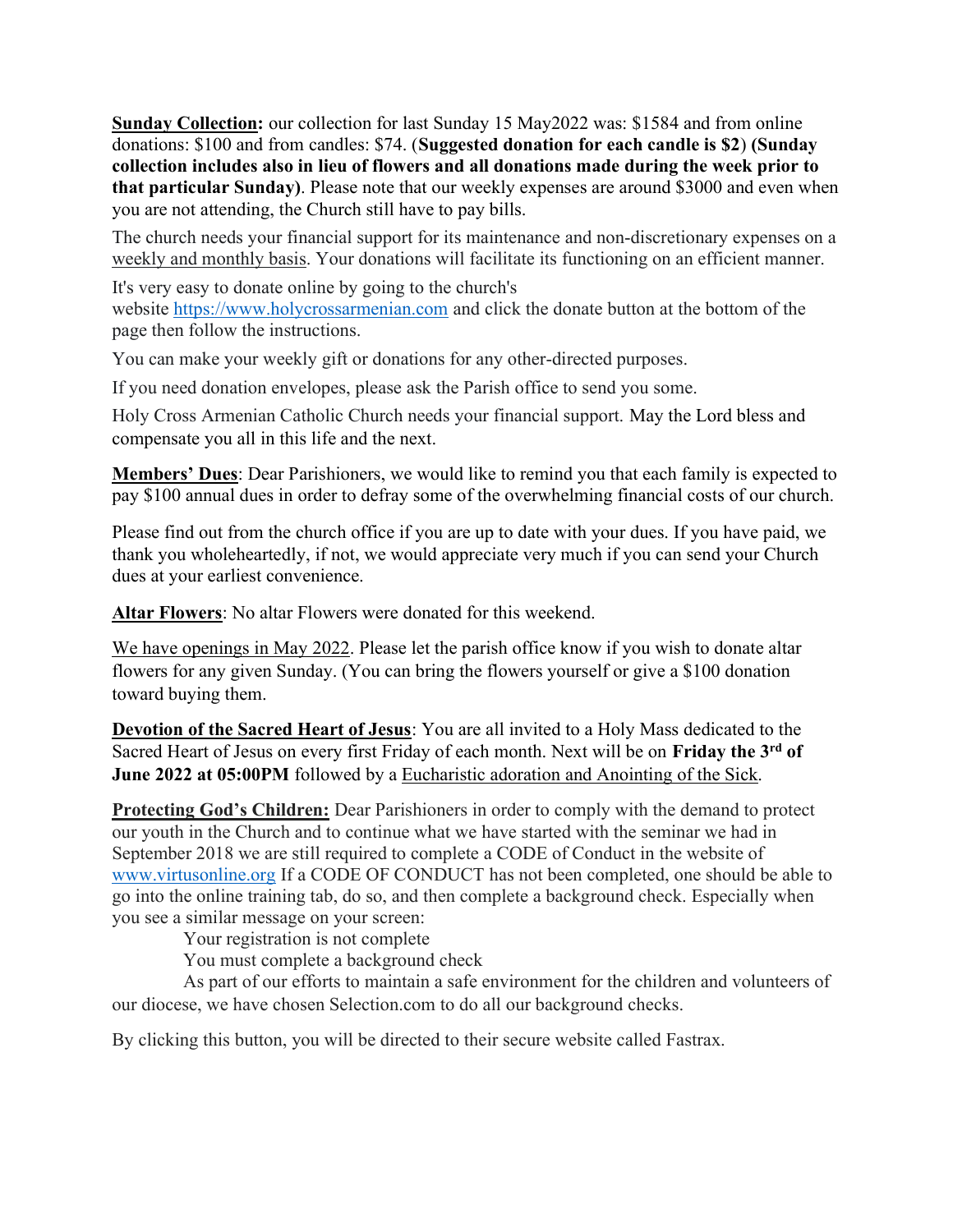**Sunday Collection:** our collection for last Sunday 15 May2022 was: $1584 and from online donations: $100 and from candles: $74. (**Suggested donation for each candle is $2**) **(Sunday collection includes also in lieu of flowers and all donations made during the week prior to that particular Sunday)**. Please note that our weekly expenses are around $3000 and even when you are not attending, the Church still have to pay bills.

The church needs your financial support for its maintenance and non-discretionary expenses on a weekly and monthly basis. Your donations will facilitate its functioning on an efficient manner.

It's very easy to donate online by going to the church's website https://www.holycrossarmenian.com and click the donate button at the bottom of the page then follow the instructions.

You can make your weekly gift or donations for any other-directed purposes.

If you need donation envelopes, please ask the Parish office to send you some.

Holy Cross Armenian Catholic Church needs your financial support. May the Lord bless and compensate you all in this life and the next.

**Members' Dues**: Dear Parishioners, we would like to remind you that each family is expected to pay $100 annual dues in order to defray some of the overwhelming financial costs of our church.

Please find out from the church office if you are up to date with your dues. If you have paid, we thank you wholeheartedly, if not, we would appreciate very much if you can send your Church dues at your earliest convenience.

**Altar Flowers**: No altar Flowers were donated for this weekend.

We have openings in May 2022. Please let the parish office know if you wish to donate altar flowers for any given Sunday. (You can bring the flowers yourself or give a $100 donation toward buying them.

**Devotion of the Sacred Heart of Jesus**: You are all invited to a Holy Mass dedicated to the Sacred Heart of Jesus on every first Friday of each month. Next will be on **Friday the 3rd of June 2022 at 05:00PM** followed by a Eucharistic adoration and Anointing of the Sick.

**Protecting God's Children:** Dear Parishioners in order to comply with the demand to protect our youth in the Church and to continue what we have started with the seminar we had in September 2018 we are still required to complete a CODE of Conduct in the website of www.virtusonline.org If a CODE OF CONDUCT has not been completed, one should be able to go into the online training tab, do so, and then complete a background check. Especially when you see a similar message on your screen:

Your registration is not complete

You must complete a background check

As part of our efforts to maintain a safe environment for the children and volunteers of our diocese, we have chosen Selection.com to do all our background checks.

By clicking this button, you will be directed to their secure website called Fastrax.